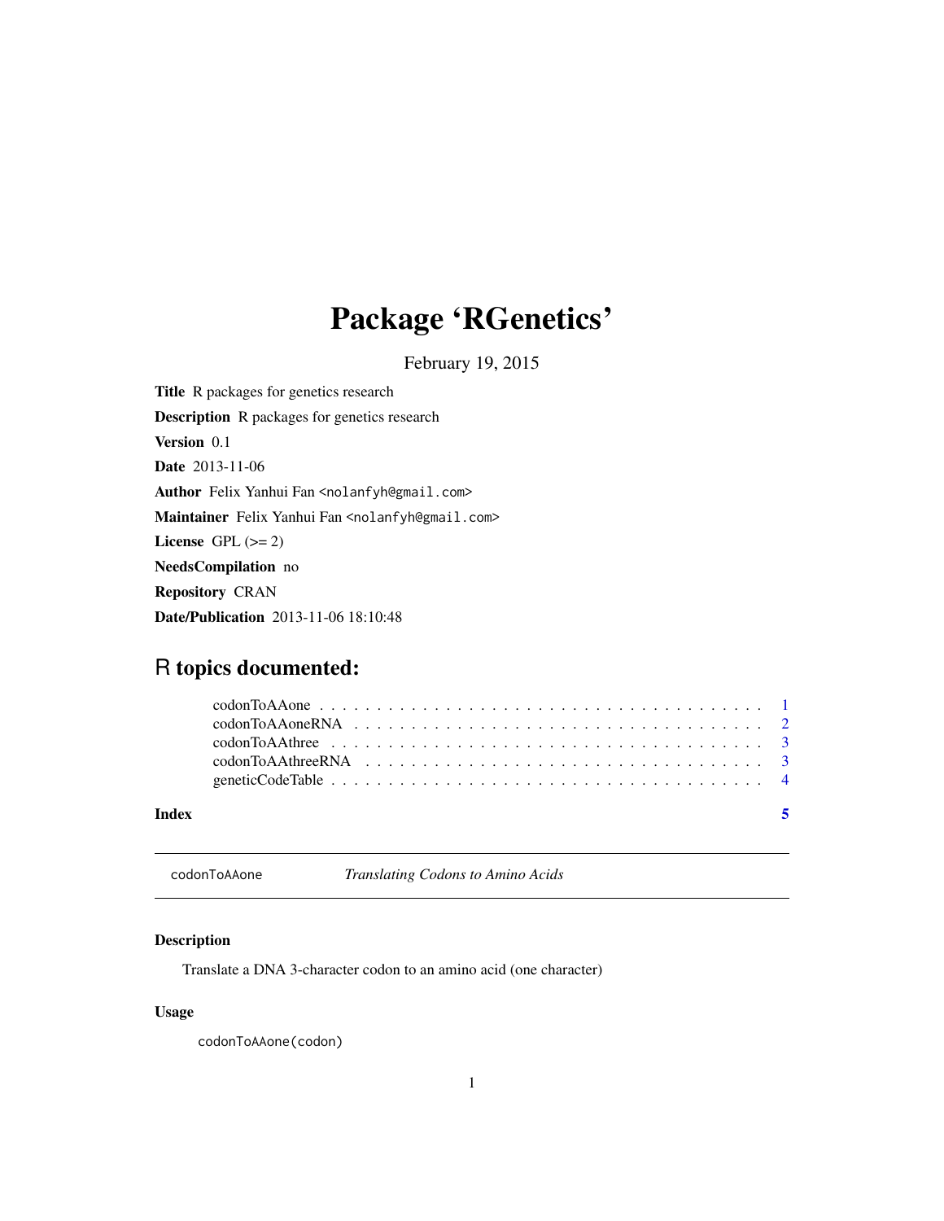# Package ‘RGenetics’

February 19, 2015

**Title** R packages for genetics research

**Description** R packages for genetics research

**Version** 0.1

**Date** 2013-11-06

**Author** Felix Yanhui Fan <nolanfyh@gmail.com>

**Maintainer** Felix Yanhui Fan <nolanfyh@gmail.com>

**License** GPL (>= 2)

**NeedsCompilation** no

**Repository** CRAN

**Date/Publication** 2013-11-06 18:10:48

## R topics documented:

- codonToAAone . . . . . . . . . . . . . . . . . . . . . . . . . . . . . . . . . . . . . . . 1
- codonToAAoneRNA . . . . . . . . . . . . . . . . . . . . . . . . . . . . . . . . . . . . 2
- codonToAAthree . . . . . . . . . . . . . . . . . . . . . . . . . . . . . . . . . . . . . . 3
- codonToAAthreeRNA . . . . . . . . . . . . . . . . . . . . . . . . . . . . . . . . . . . 3
- geneticCodeTable . . . . . . . . . . . . . . . . . . . . . . . . . . . . . . . . . . . . . 4

**Index** 5

---

`codonToAAone` *Translating Codons to Amino Acids*

---

### Description

Translate a DNA 3-character codon to an amino acid (one character)

### Usage

```
codonToAAone(codon)
```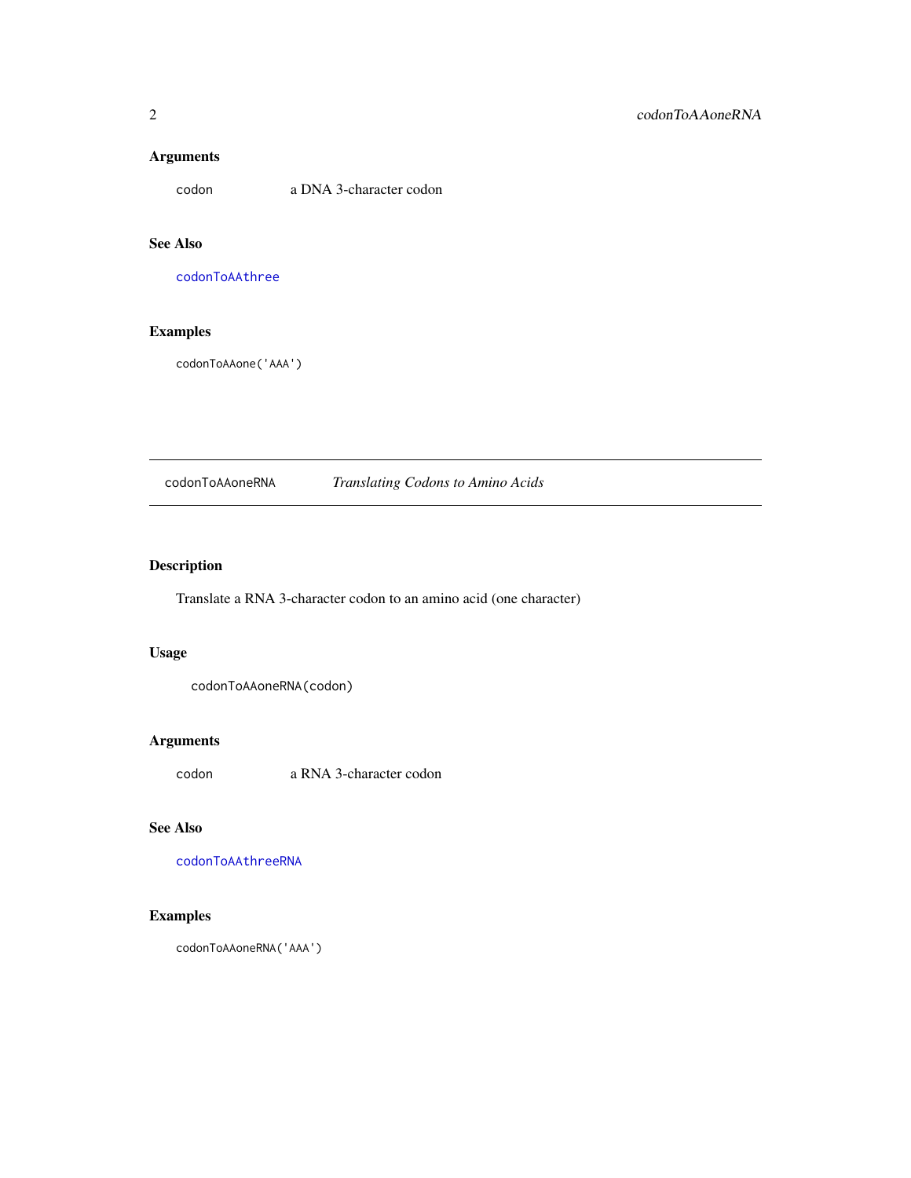### Arguments

codon    a DNA 3-character codon

### See Also

codonToAAthree

### Examples

```
codonToAAone('AAA')
```

---

## codonToAAoneRNA    *Translating Codons to Amino Acids*

---

### Description

Translate a RNA 3-character codon to an amino acid (one character)

### Usage

```
codonToAAoneRNA(codon)
```

### Arguments

codon    a RNA 3-character codon

### See Also

codonToAAthreeRNA

### Examples

```
codonToAAoneRNA('AAA')
```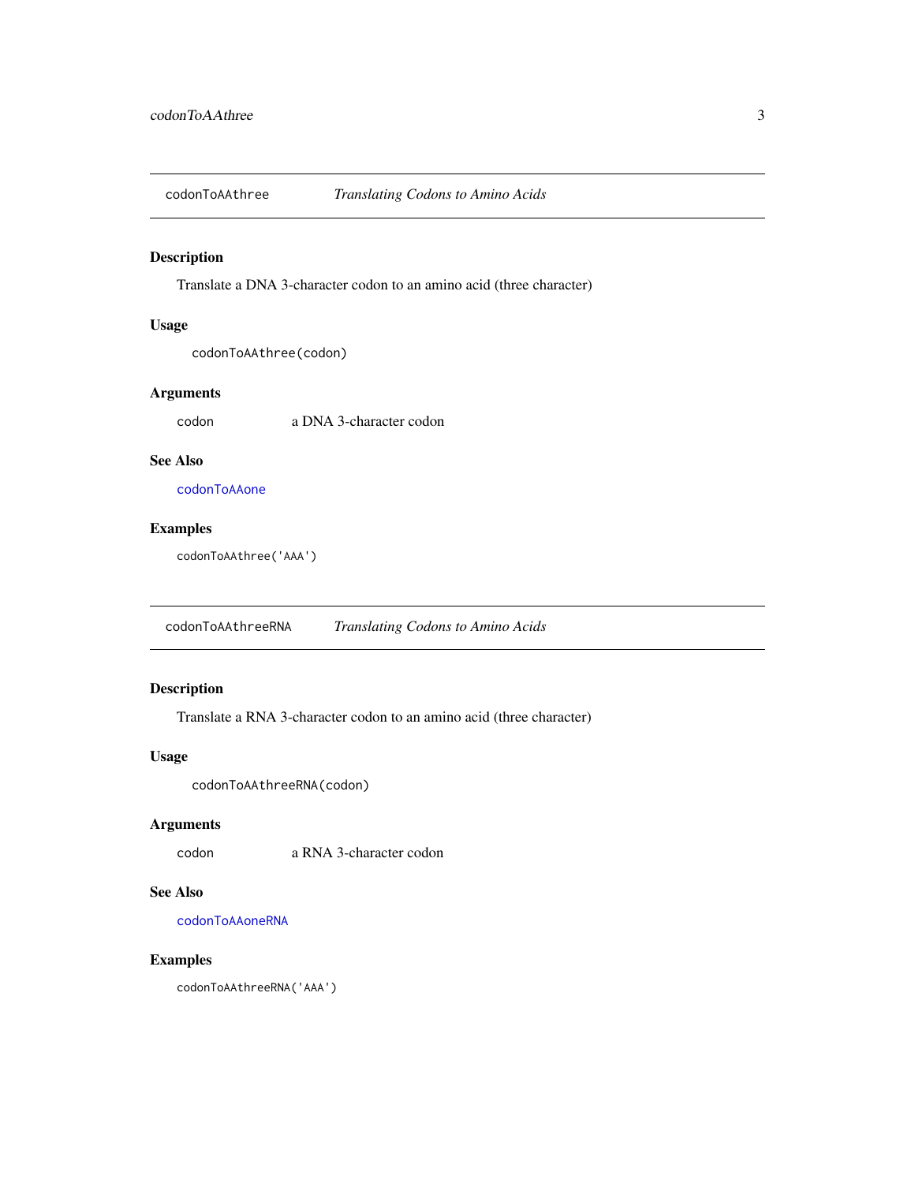## codonToAAthree *Translating Codons to Amino Acids*

### Description

Translate a DNA 3-character codon to an amino acid (three character)

### Usage

```
codonToAAthree(codon)
```

### Arguments

| | |
|---|---|
| codon | a DNA 3-character codon |

### See Also

codonToAAone

### Examples

```
codonToAAthree('AAA')
```

## codonToAAthreeRNA *Translating Codons to Amino Acids*

### Description

Translate a RNA 3-character codon to an amino acid (three character)

### Usage

```
codonToAAthreeRNA(codon)
```

### Arguments

| | |
|---|---|
| codon | a RNA 3-character codon |

### See Also

codonToAAoneRNA

### Examples

```
codonToAAthreeRNA('AAA')
```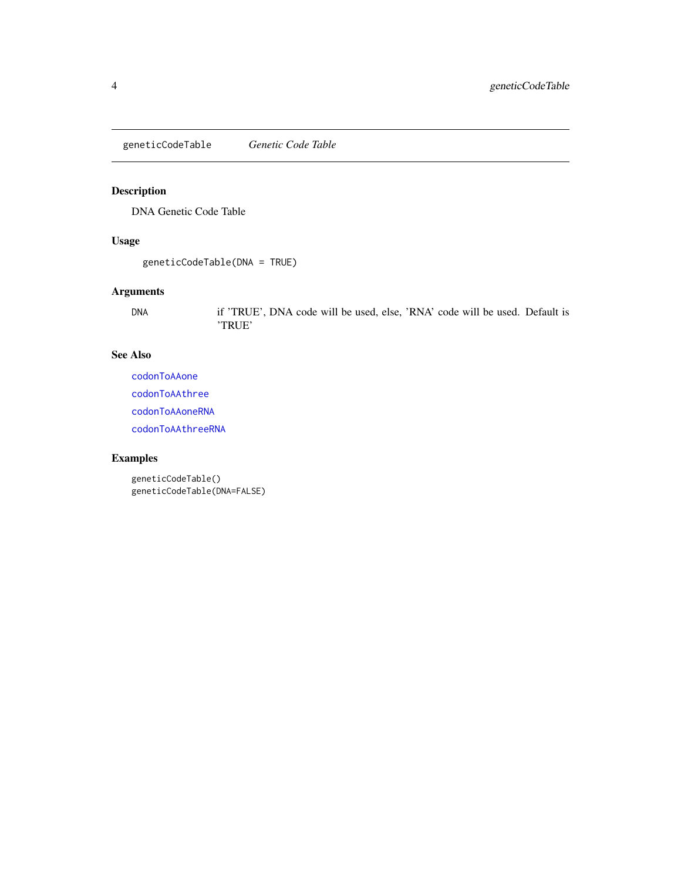# geneticCodeTable *Genetic Code Table*

## Description

DNA Genetic Code Table

## Usage

```
geneticCodeTable(DNA = TRUE)
```

## Arguments

| | |
|---|---|
| DNA | if 'TRUE', DNA code will be used, else, 'RNA' code will be used. Default is 'TRUE' |

## See Also

codonToAAone

codonToAAthree

codonToAAoneRNA

codonToAAthreeRNA

## Examples

```
geneticCodeTable()
geneticCodeTable(DNA=FALSE)
```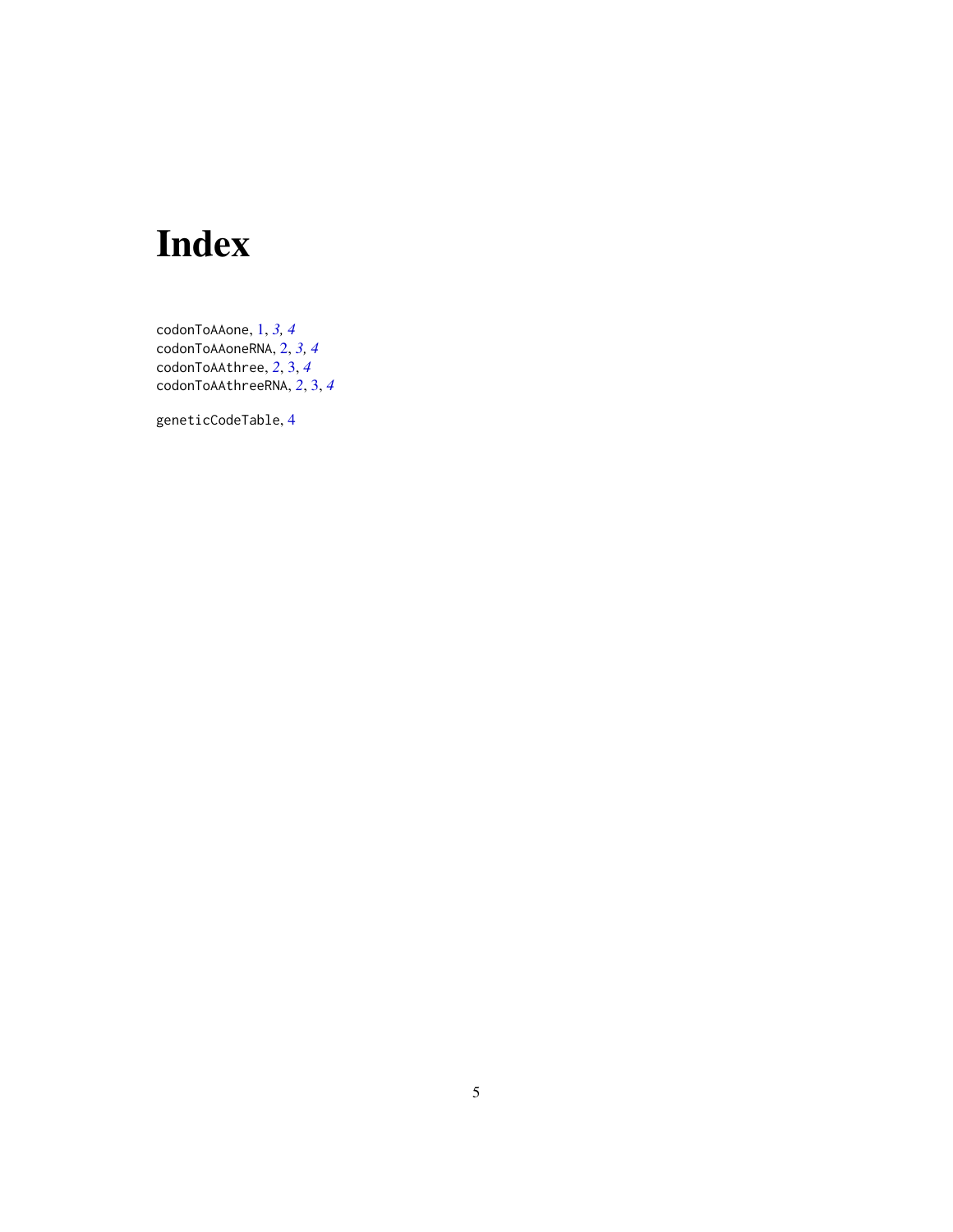# Index

codonToAAone, 1, *3, 4*
codonToAAoneRNA, 2, *3, 4*
codonToAAthree, *2*, 3, *4*
codonToAAthreeRNA, *2*, 3, *4*

geneticCodeTable, 4